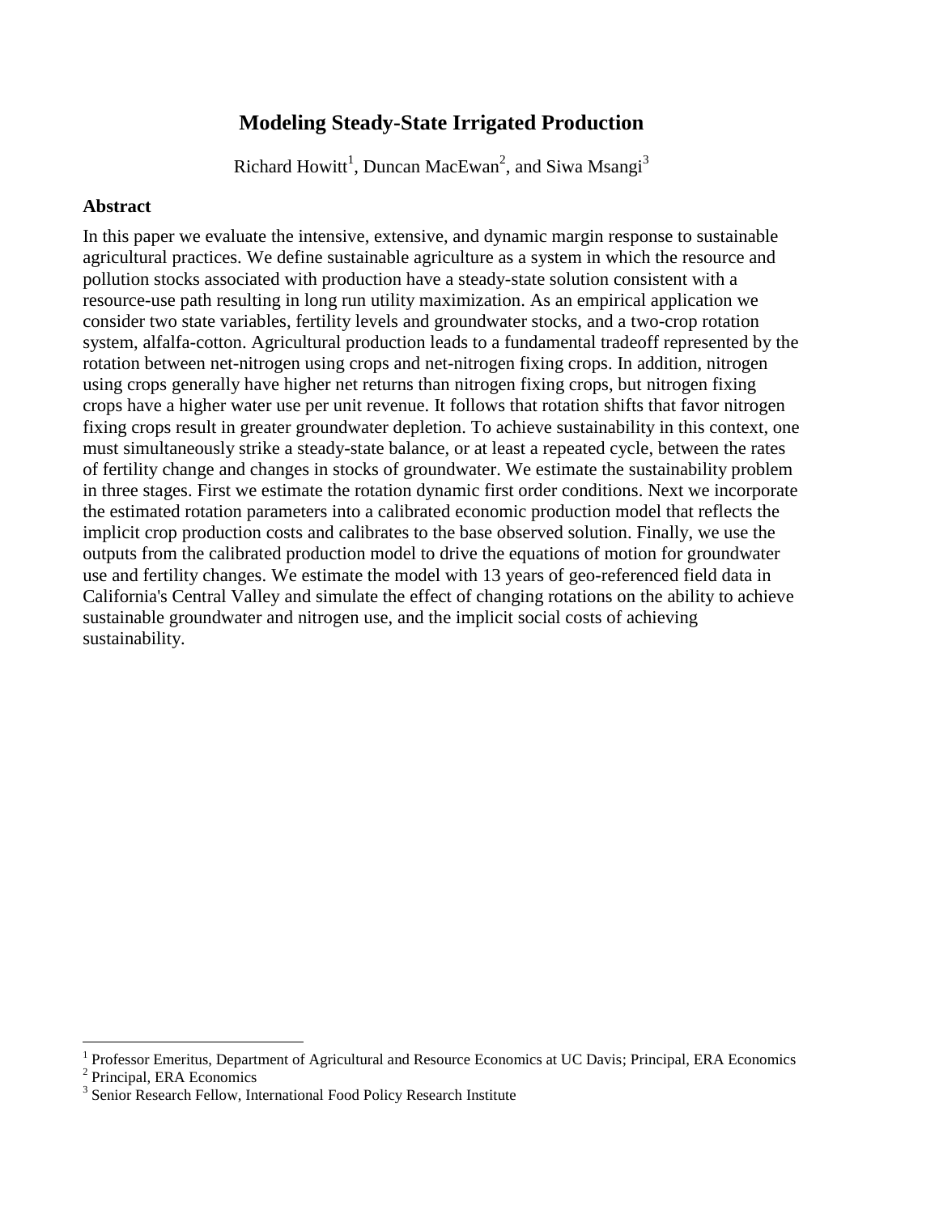# Modeling Steady-State Irrigated Production

Richard Howitt[1], Duncan MacEwan[2], and Siwa Msangi[3]

## Abstract

In this paper we evaluate the intensive, extensive, and dynamic margin response to sustainable agricultural practices. We define sustainable agriculture as a system in which the resource and pollution stocks associated with production have a steady-state solution consistent with a resource-use path resulting in long run utility maximization. As an empirical application we consider two state variables, fertility levels and groundwater stocks, and a two-crop rotation system, alfalfa-cotton. Agricultural production leads to a fundamental tradeoff represented by the rotation between net-nitrogen using crops and net-nitrogen fixing crops. In addition, nitrogen using crops generally have higher net returns than nitrogen fixing crops, but nitrogen fixing crops have a higher water use per unit revenue. It follows that rotation shifts that favor nitrogen fixing crops result in greater groundwater depletion. To achieve sustainability in this context, one must simultaneously strike a steady-state balance, or at least a repeated cycle, between the rates of fertility change and changes in stocks of groundwater. We estimate the sustainability problem in three stages. First we estimate the rotation dynamic first order conditions. Next we incorporate the estimated rotation parameters into a calibrated economic production model that reflects the implicit crop production costs and calibrates to the base observed solution. Finally, we use the outputs from the calibrated production model to drive the equations of motion for groundwater use and fertility changes. We estimate the model with 13 years of geo-referenced field data in California's Central Valley and simulate the effect of changing rotations on the ability to achieve sustainable groundwater and nitrogen use, and the implicit social costs of achieving sustainability.

---

[1] Professor Emeritus, Department of Agricultural and Resource Economics at UC Davis; Principal, ERA Economics

[2] Principal, ERA Economics

[3] Senior Research Fellow, International Food Policy Research Institute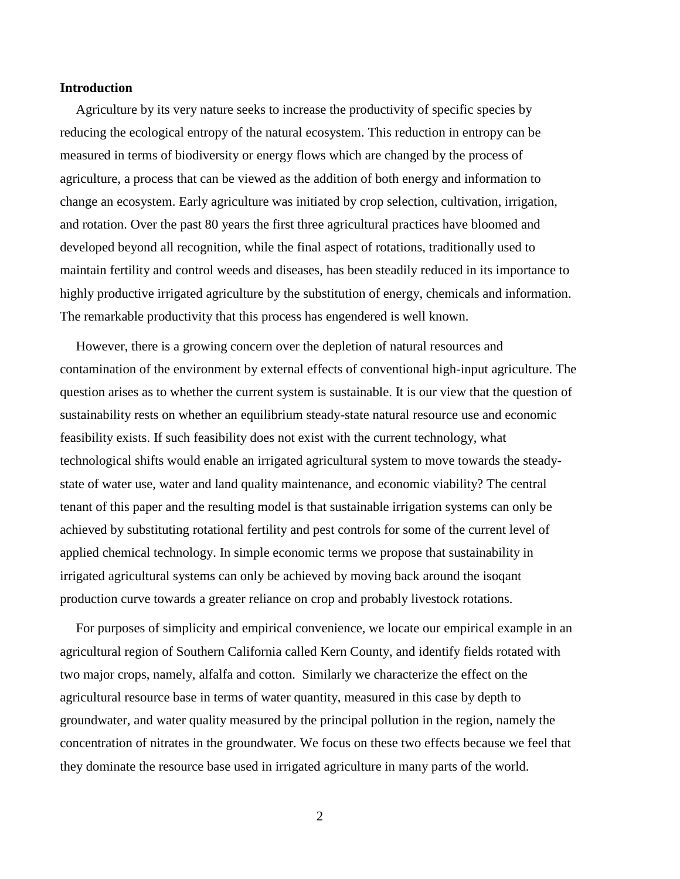**Introduction**

Agriculture by its very nature seeks to increase the productivity of specific species by reducing the ecological entropy of the natural ecosystem. This reduction in entropy can be measured in terms of biodiversity or energy flows which are changed by the process of agriculture, a process that can be viewed as the addition of both energy and information to change an ecosystem. Early agriculture was initiated by crop selection, cultivation, irrigation, and rotation. Over the past 80 years the first three agricultural practices have bloomed and developed beyond all recognition, while the final aspect of rotations, traditionally used to maintain fertility and control weeds and diseases, has been steadily reduced in its importance to highly productive irrigated agriculture by the substitution of energy, chemicals and information. The remarkable productivity that this process has engendered is well known.

However, there is a growing concern over the depletion of natural resources and contamination of the environment by external effects of conventional high-input agriculture. The question arises as to whether the current system is sustainable. It is our view that the question of sustainability rests on whether an equilibrium steady-state natural resource use and economic feasibility exists. If such feasibility does not exist with the current technology, what technological shifts would enable an irrigated agricultural system to move towards the steady-state of water use, water and land quality maintenance, and economic viability? The central tenant of this paper and the resulting model is that sustainable irrigation systems can only be achieved by substituting rotational fertility and pest controls for some of the current level of applied chemical technology. In simple economic terms we propose that sustainability in irrigated agricultural systems can only be achieved by moving back around the isoqant production curve towards a greater reliance on crop and probably livestock rotations.

For purposes of simplicity and empirical convenience, we locate our empirical example in an agricultural region of Southern California called Kern County, and identify fields rotated with two major crops, namely, alfalfa and cotton. Similarly we characterize the effect on the agricultural resource base in terms of water quantity, measured in this case by depth to groundwater, and water quality measured by the principal pollution in the region, namely the concentration of nitrates in the groundwater. We focus on these two effects because we feel that they dominate the resource base used in irrigated agriculture in many parts of the world.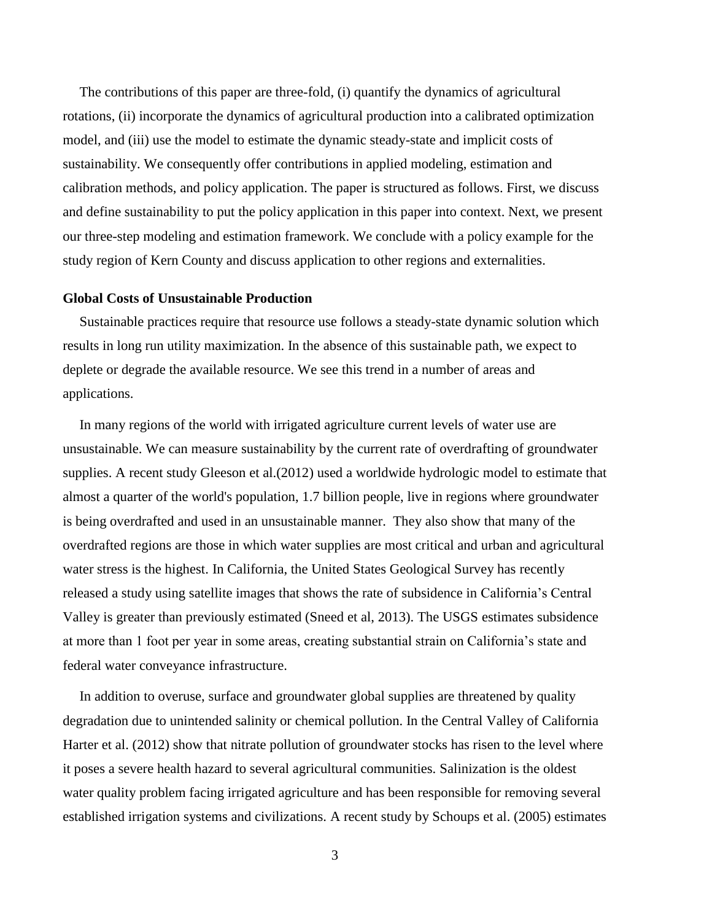The contributions of this paper are three-fold, (i) quantify the dynamics of agricultural rotations, (ii) incorporate the dynamics of agricultural production into a calibrated optimization model, and (iii) use the model to estimate the dynamic steady-state and implicit costs of sustainability. We consequently offer contributions in applied modeling, estimation and calibration methods, and policy application. The paper is structured as follows. First, we discuss and define sustainability to put the policy application in this paper into context. Next, we present our three-step modeling and estimation framework. We conclude with a policy example for the study region of Kern County and discuss application to other regions and externalities.

**Global Costs of Unsustainable Production**

Sustainable practices require that resource use follows a steady-state dynamic solution which results in long run utility maximization. In the absence of this sustainable path, we expect to deplete or degrade the available resource. We see this trend in a number of areas and applications.

In many regions of the world with irrigated agriculture current levels of water use are unsustainable. We can measure sustainability by the current rate of overdrafting of groundwater supplies. A recent study Gleeson et al.(2012) used a worldwide hydrologic model to estimate that almost a quarter of the world's population, 1.7 billion people, live in regions where groundwater is being overdrafted and used in an unsustainable manner. They also show that many of the overdrafted regions are those in which water supplies are most critical and urban and agricultural water stress is the highest. In California, the United States Geological Survey has recently released a study using satellite images that shows the rate of subsidence in California's Central Valley is greater than previously estimated (Sneed et al, 2013). The USGS estimates subsidence at more than 1 foot per year in some areas, creating substantial strain on California's state and federal water conveyance infrastructure.

In addition to overuse, surface and groundwater global supplies are threatened by quality degradation due to unintended salinity or chemical pollution. In the Central Valley of California Harter et al. (2012) show that nitrate pollution of groundwater stocks has risen to the level where it poses a severe health hazard to several agricultural communities. Salinization is the oldest water quality problem facing irrigated agriculture and has been responsible for removing several established irrigation systems and civilizations. A recent study by Schoups et al. (2005) estimates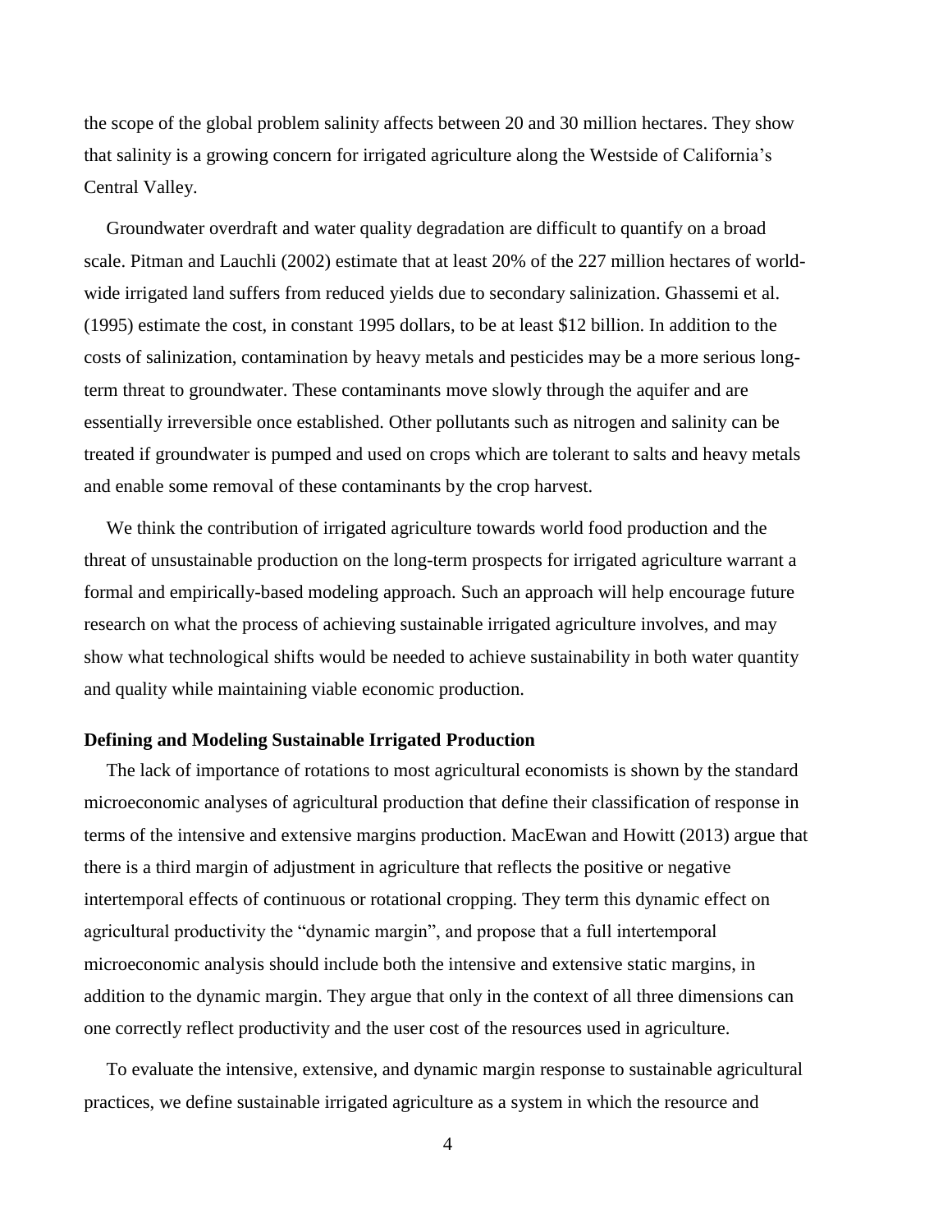the scope of the global problem salinity affects between 20 and 30 million hectares. They show that salinity is a growing concern for irrigated agriculture along the Westside of California's Central Valley.

Groundwater overdraft and water quality degradation are difficult to quantify on a broad scale. Pitman and Lauchli (2002) estimate that at least 20% of the 227 million hectares of world-wide irrigated land suffers from reduced yields due to secondary salinization. Ghassemi et al. (1995) estimate the cost, in constant 1995 dollars, to be at least $12 billion. In addition to the costs of salinization, contamination by heavy metals and pesticides may be a more serious long-term threat to groundwater. These contaminants move slowly through the aquifer and are essentially irreversible once established. Other pollutants such as nitrogen and salinity can be treated if groundwater is pumped and used on crops which are tolerant to salts and heavy metals and enable some removal of these contaminants by the crop harvest.

We think the contribution of irrigated agriculture towards world food production and the threat of unsustainable production on the long-term prospects for irrigated agriculture warrant a formal and empirically-based modeling approach. Such an approach will help encourage future research on what the process of achieving sustainable irrigated agriculture involves, and may show what technological shifts would be needed to achieve sustainability in both water quantity and quality while maintaining viable economic production.

## Defining and Modeling Sustainable Irrigated Production

The lack of importance of rotations to most agricultural economists is shown by the standard microeconomic analyses of agricultural production that define their classification of response in terms of the intensive and extensive margins production. MacEwan and Howitt (2013) argue that there is a third margin of adjustment in agriculture that reflects the positive or negative intertemporal effects of continuous or rotational cropping. They term this dynamic effect on agricultural productivity the "dynamic margin", and propose that a full intertemporal microeconomic analysis should include both the intensive and extensive static margins, in addition to the dynamic margin. They argue that only in the context of all three dimensions can one correctly reflect productivity and the user cost of the resources used in agriculture.

To evaluate the intensive, extensive, and dynamic margin response to sustainable agricultural practices, we define sustainable irrigated agriculture as a system in which the resource and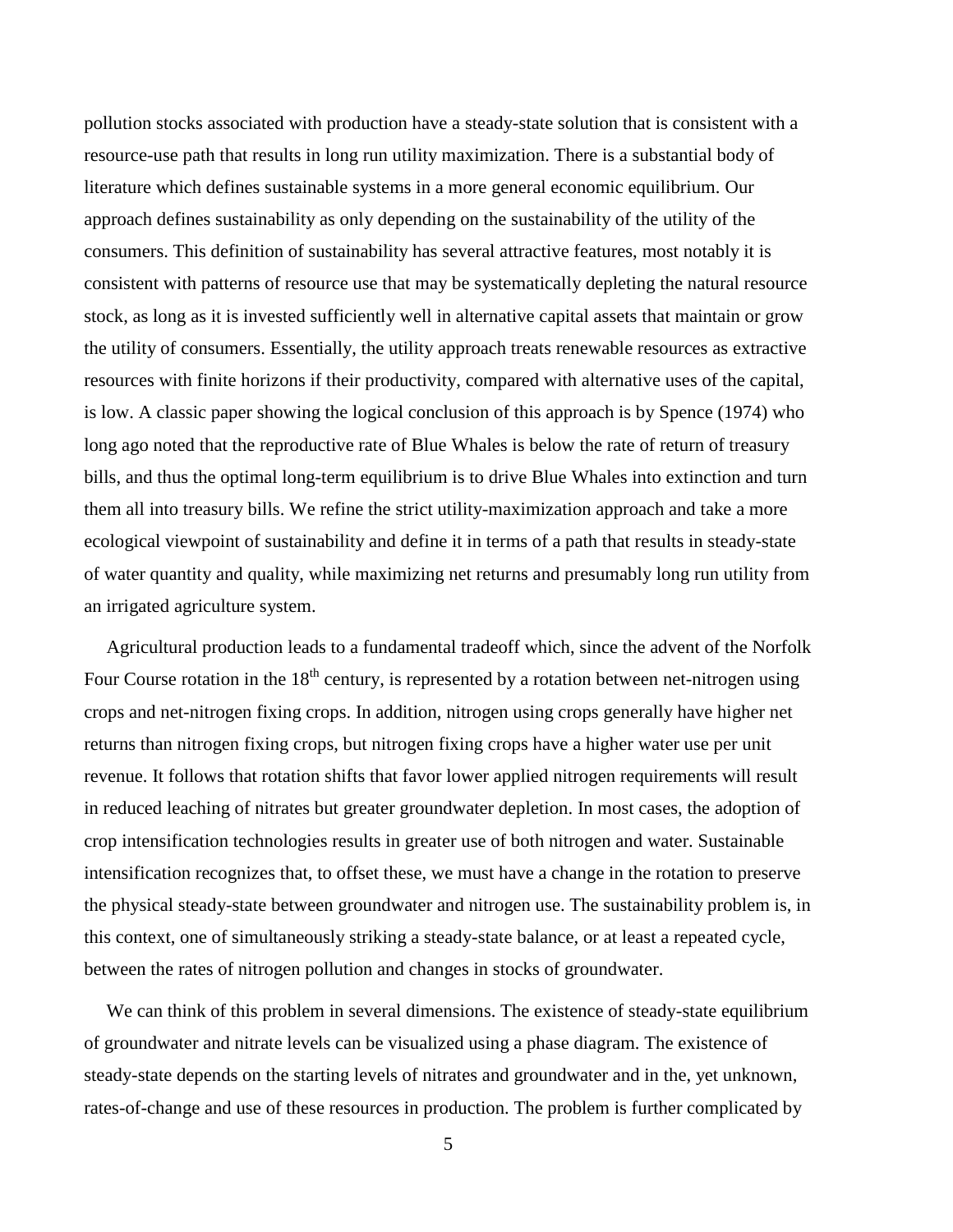pollution stocks associated with production have a steady-state solution that is consistent with a resource-use path that results in long run utility maximization. There is a substantial body of literature which defines sustainable systems in a more general economic equilibrium. Our approach defines sustainability as only depending on the sustainability of the utility of the consumers. This definition of sustainability has several attractive features, most notably it is consistent with patterns of resource use that may be systematically depleting the natural resource stock, as long as it is invested sufficiently well in alternative capital assets that maintain or grow the utility of consumers. Essentially, the utility approach treats renewable resources as extractive resources with finite horizons if their productivity, compared with alternative uses of the capital, is low. A classic paper showing the logical conclusion of this approach is by Spence (1974) who long ago noted that the reproductive rate of Blue Whales is below the rate of return of treasury bills, and thus the optimal long-term equilibrium is to drive Blue Whales into extinction and turn them all into treasury bills. We refine the strict utility-maximization approach and take a more ecological viewpoint of sustainability and define it in terms of a path that results in steady-state of water quantity and quality, while maximizing net returns and presumably long run utility from an irrigated agriculture system.

Agricultural production leads to a fundamental tradeoff which, since the advent of the Norfolk Four Course rotation in the 18th century, is represented by a rotation between net-nitrogen using crops and net-nitrogen fixing crops. In addition, nitrogen using crops generally have higher net returns than nitrogen fixing crops, but nitrogen fixing crops have a higher water use per unit revenue. It follows that rotation shifts that favor lower applied nitrogen requirements will result in reduced leaching of nitrates but greater groundwater depletion. In most cases, the adoption of crop intensification technologies results in greater use of both nitrogen and water. Sustainable intensification recognizes that, to offset these, we must have a change in the rotation to preserve the physical steady-state between groundwater and nitrogen use. The sustainability problem is, in this context, one of simultaneously striking a steady-state balance, or at least a repeated cycle, between the rates of nitrogen pollution and changes in stocks of groundwater.

We can think of this problem in several dimensions. The existence of steady-state equilibrium of groundwater and nitrate levels can be visualized using a phase diagram. The existence of steady-state depends on the starting levels of nitrates and groundwater and in the, yet unknown, rates-of-change and use of these resources in production. The problem is further complicated by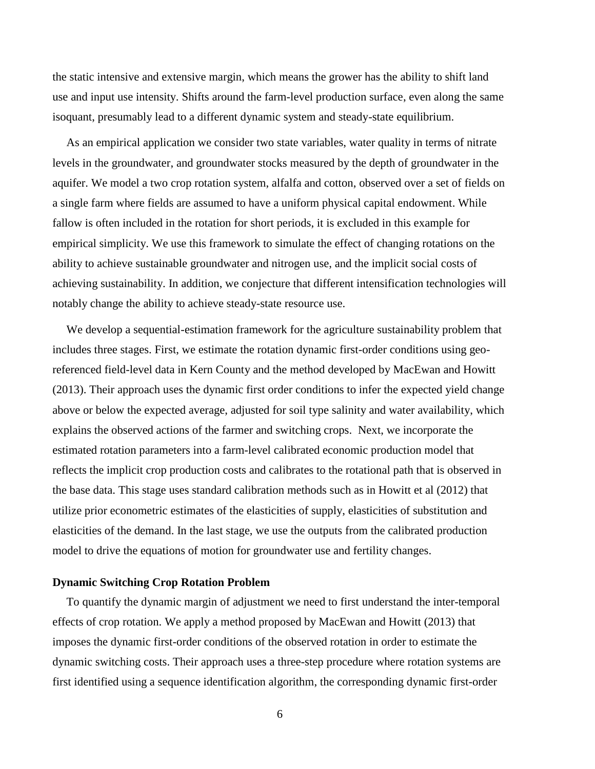the static intensive and extensive margin, which means the grower has the ability to shift land use and input use intensity. Shifts around the farm-level production surface, even along the same isoquant, presumably lead to a different dynamic system and steady-state equilibrium.

As an empirical application we consider two state variables, water quality in terms of nitrate levels in the groundwater, and groundwater stocks measured by the depth of groundwater in the aquifer. We model a two crop rotation system, alfalfa and cotton, observed over a set of fields on a single farm where fields are assumed to have a uniform physical capital endowment. While fallow is often included in the rotation for short periods, it is excluded in this example for empirical simplicity. We use this framework to simulate the effect of changing rotations on the ability to achieve sustainable groundwater and nitrogen use, and the implicit social costs of achieving sustainability. In addition, we conjecture that different intensification technologies will notably change the ability to achieve steady-state resource use.

We develop a sequential-estimation framework for the agriculture sustainability problem that includes three stages. First, we estimate the rotation dynamic first-order conditions using geo-referenced field-level data in Kern County and the method developed by MacEwan and Howitt (2013). Their approach uses the dynamic first order conditions to infer the expected yield change above or below the expected average, adjusted for soil type salinity and water availability, which explains the observed actions of the farmer and switching crops. Next, we incorporate the estimated rotation parameters into a farm-level calibrated economic production model that reflects the implicit crop production costs and calibrates to the rotational path that is observed in the base data. This stage uses standard calibration methods such as in Howitt et al (2012) that utilize prior econometric estimates of the elasticities of supply, elasticities of substitution and elasticities of the demand. In the last stage, we use the outputs from the calibrated production model to drive the equations of motion for groundwater use and fertility changes.

### Dynamic Switching Crop Rotation Problem

To quantify the dynamic margin of adjustment we need to first understand the inter-temporal effects of crop rotation. We apply a method proposed by MacEwan and Howitt (2013) that imposes the dynamic first-order conditions of the observed rotation in order to estimate the dynamic switching costs. Their approach uses a three-step procedure where rotation systems are first identified using a sequence identification algorithm, the corresponding dynamic first-order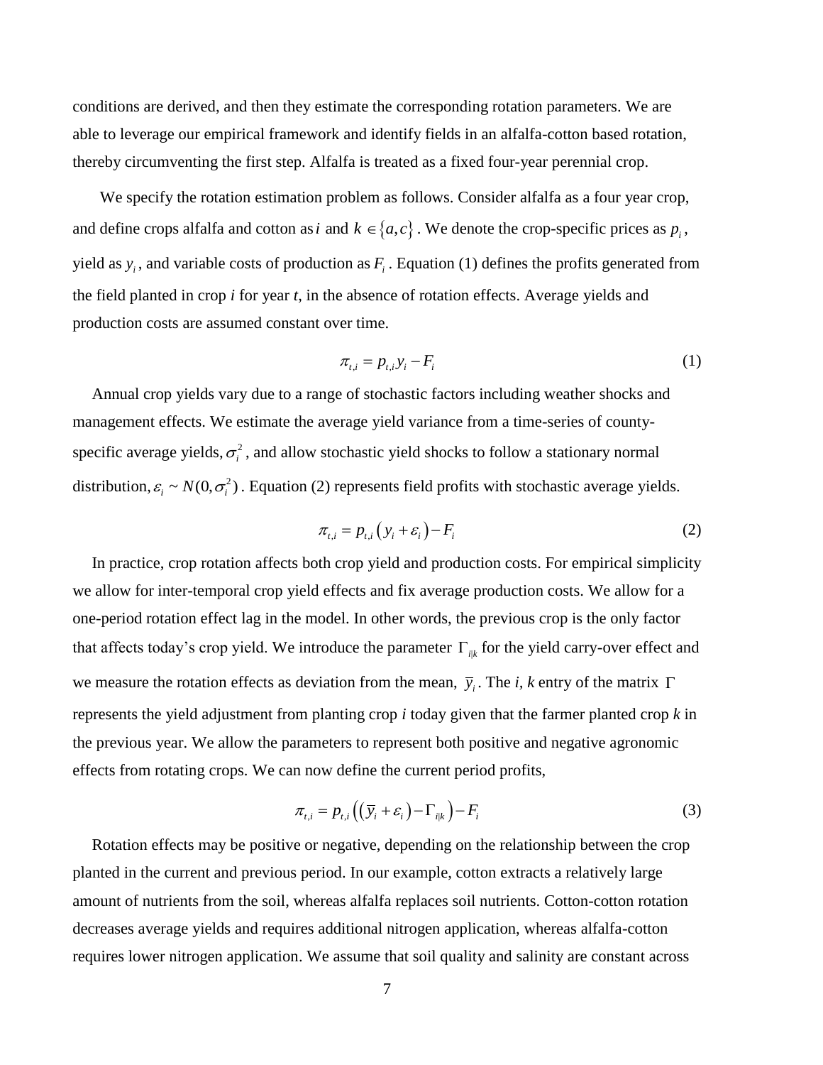conditions are derived, and then they estimate the corresponding rotation parameters. We are able to leverage our empirical framework and identify fields in an alfalfa-cotton based rotation, thereby circumventing the first step. Alfalfa is treated as a fixed four-year perennial crop.

We specify the rotation estimation problem as follows. Consider alfalfa as a four year crop, and define crops alfalfa and cotton as $i$ and $k \in \{a,c\}$. We denote the crop-specific prices as $p_i$, yield as $y_i$, and variable costs of production as $F_i$. Equation (1) defines the profits generated from the field planted in crop *i* for year *t*, in the absence of rotation effects. Average yields and production costs are assumed constant over time.

$$\pi_{t,i} = p_{t,i} y_i - F_i \tag{1}$$

Annual crop yields vary due to a range of stochastic factors including weather shocks and management effects. We estimate the average yield variance from a time-series of county-specific average yields, $\sigma_i^2$, and allow stochastic yield shocks to follow a stationary normal distribution, $\varepsilon_i \sim N(0, \sigma_i^2)$. Equation (2) represents field profits with stochastic average yields.

$$\pi_{t,i} = p_{t,i}\left(y_i + \varepsilon_i\right) - F_i \tag{2}$$

In practice, crop rotation affects both crop yield and production costs. For empirical simplicity we allow for inter-temporal crop yield effects and fix average production costs. We allow for a one-period rotation effect lag in the model. In other words, the previous crop is the only factor that affects today's crop yield. We introduce the parameter $\Gamma_{i|k}$ for the yield carry-over effect and we measure the rotation effects as deviation from the mean, $\bar{y}_i$. The *i, k* entry of the matrix $\Gamma$ represents the yield adjustment from planting crop *i* today given that the farmer planted crop *k* in the previous year. We allow the parameters to represent both positive and negative agronomic effects from rotating crops. We can now define the current period profits,

$$\pi_{t,i} = p_{t,i}\left(\left(\bar{y}_i + \varepsilon_i\right) - \Gamma_{i|k}\right) - F_i \tag{3}$$

Rotation effects may be positive or negative, depending on the relationship between the crop planted in the current and previous period. In our example, cotton extracts a relatively large amount of nutrients from the soil, whereas alfalfa replaces soil nutrients. Cotton-cotton rotation decreases average yields and requires additional nitrogen application, whereas alfalfa-cotton requires lower nitrogen application. We assume that soil quality and salinity are constant across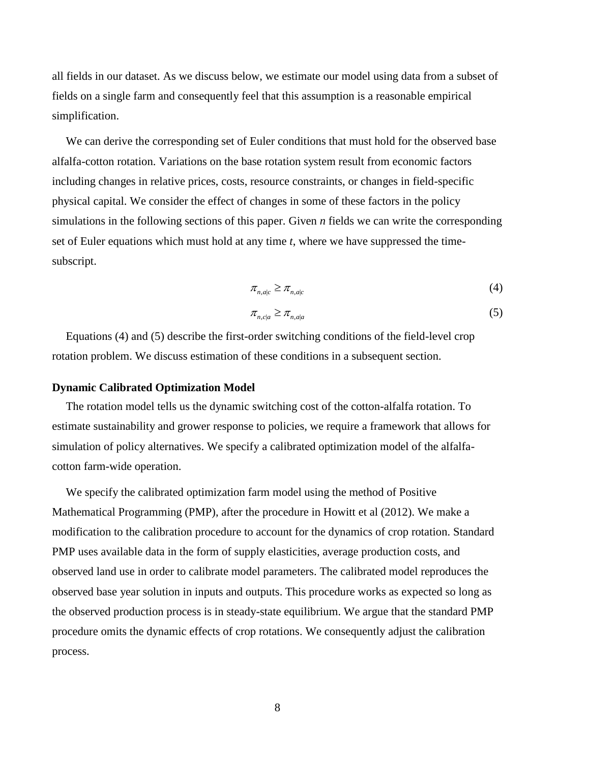all fields in our dataset. As we discuss below, we estimate our model using data from a subset of fields on a single farm and consequently feel that this assumption is a reasonable empirical simplification.

We can derive the corresponding set of Euler conditions that must hold for the observed base alfalfa-cotton rotation. Variations on the base rotation system result from economic factors including changes in relative prices, costs, resource constraints, or changes in field-specific physical capital. We consider the effect of changes in some of these factors in the policy simulations in the following sections of this paper. Given *n* fields we can write the corresponding set of Euler equations which must hold at any time *t*, where we have suppressed the time-subscript.

$$\pi_{n,a|c} \geq \pi_{n,a|c} \tag{4}$$

$$\pi_{n,c|a} \geq \pi_{n,a|a} \tag{5}$$

Equations (4) and (5) describe the first-order switching conditions of the field-level crop rotation problem. We discuss estimation of these conditions in a subsequent section.

**Dynamic Calibrated Optimization Model**

The rotation model tells us the dynamic switching cost of the cotton-alfalfa rotation. To estimate sustainability and grower response to policies, we require a framework that allows for simulation of policy alternatives. We specify a calibrated optimization model of the alfalfa-cotton farm-wide operation.

We specify the calibrated optimization farm model using the method of Positive Mathematical Programming (PMP), after the procedure in Howitt et al (2012). We make a modification to the calibration procedure to account for the dynamics of crop rotation. Standard PMP uses available data in the form of supply elasticities, average production costs, and observed land use in order to calibrate model parameters. The calibrated model reproduces the observed base year solution in inputs and outputs. This procedure works as expected so long as the observed production process is in steady-state equilibrium. We argue that the standard PMP procedure omits the dynamic effects of crop rotations. We consequently adjust the calibration process.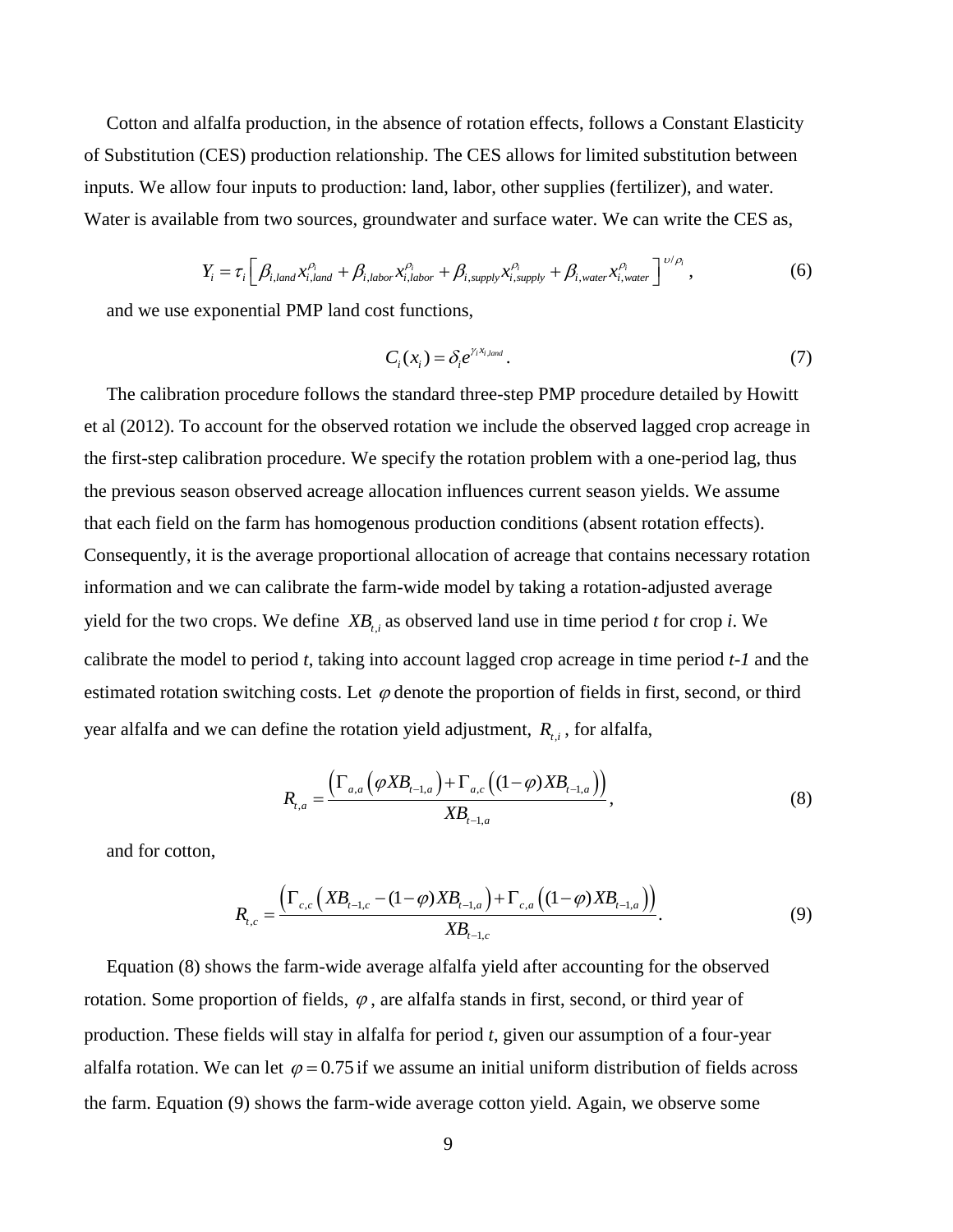Cotton and alfalfa production, in the absence of rotation effects, follows a Constant Elasticity of Substitution (CES) production relationship. The CES allows for limited substitution between inputs. We allow four inputs to production: land, labor, other supplies (fertilizer), and water. Water is available from two sources, groundwater and surface water. We can write the CES as,

$$Y_i = \tau_i \left[ \beta_{i,land} x_{i,land}^{\rho_i} + \beta_{i,labor} x_{i,labor}^{\rho_i} + \beta_{i,supply} x_{i,supply}^{\rho_i} + \beta_{i,water} x_{i,water}^{\rho_i} \right]^{\upsilon/\rho_i}, \tag{6}$$

and we use exponential PMP land cost functions,

$$C_i(x_i) = \delta_i e^{\gamma_i x_{i,land}}. \tag{7}$$

The calibration procedure follows the standard three-step PMP procedure detailed by Howitt et al (2012). To account for the observed rotation we include the observed lagged crop acreage in the first-step calibration procedure. We specify the rotation problem with a one-period lag, thus the previous season observed acreage allocation influences current season yields. We assume that each field on the farm has homogenous production conditions (absent rotation effects). Consequently, it is the average proportional allocation of acreage that contains necessary rotation information and we can calibrate the farm-wide model by taking a rotation-adjusted average yield for the two crops. We define $XB_{t,i}$ as observed land use in time period *t* for crop *i*. We calibrate the model to period *t*, taking into account lagged crop acreage in time period *t-1* and the estimated rotation switching costs. Let $\varphi$ denote the proportion of fields in first, second, or third year alfalfa and we can define the rotation yield adjustment, $R_{t,i}$, for alfalfa,

$$R_{t,a} = \frac{\left( \Gamma_{a,a}\left(\varphi XB_{t-1,a}\right) + \Gamma_{a,c}\left((1-\varphi) XB_{t-1,a}\right) \right)}{XB_{t-1,a}}, \tag{8}$$

and for cotton,

$$R_{t,c} = \frac{\left( \Gamma_{c,c}\left(XB_{t-1,c} - (1-\varphi) XB_{t-1,a}\right) + \Gamma_{c,a}\left((1-\varphi) XB_{t-1,a}\right) \right)}{XB_{t-1,c}}. \tag{9}$$

Equation (8) shows the farm-wide average alfalfa yield after accounting for the observed rotation. Some proportion of fields, $\varphi$, are alfalfa stands in first, second, or third year of production. These fields will stay in alfalfa for period *t*, given our assumption of a four-year alfalfa rotation. We can let $\varphi = 0.75$ if we assume an initial uniform distribution of fields across the farm. Equation (9) shows the farm-wide average cotton yield. Again, we observe some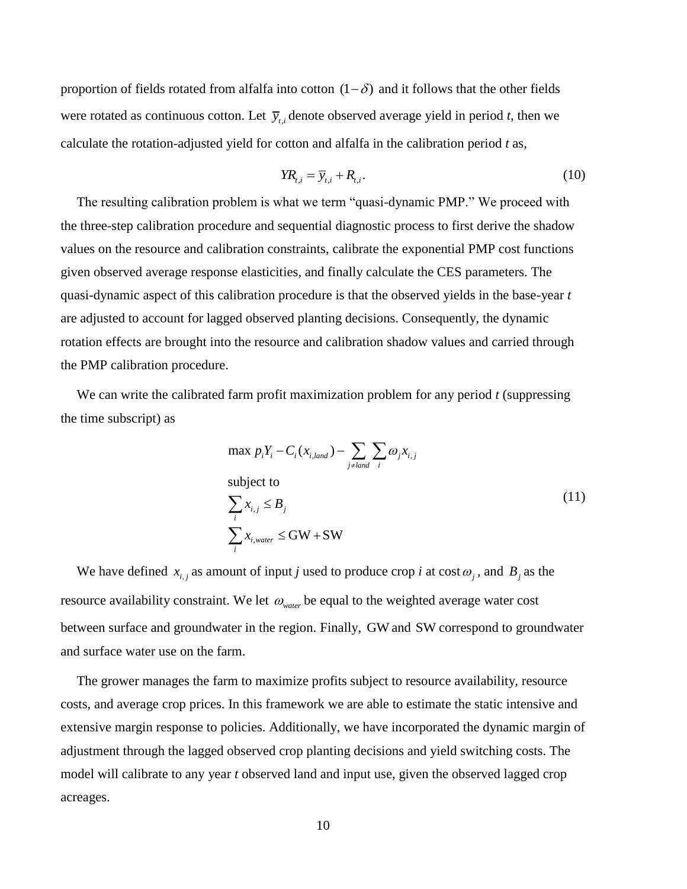proportion of fields rotated from alfalfa into cotton $(1-\delta)$ and it follows that the other fields were rotated as continuous cotton. Let $\overline{y}_{t,i}$ denote observed average yield in period *t*, then we calculate the rotation-adjusted yield for cotton and alfalfa in the calibration period *t* as,

$$YR_{t,i} = \overline{y}_{t,i} + R_{t,i}. \tag{10}$$

The resulting calibration problem is what we term "quasi-dynamic PMP." We proceed with the three-step calibration procedure and sequential diagnostic process to first derive the shadow values on the resource and calibration constraints, calibrate the exponential PMP cost functions given observed average response elasticities, and finally calculate the CES parameters. The quasi-dynamic aspect of this calibration procedure is that the observed yields in the base-year *t* are adjusted to account for lagged observed planting decisions. Consequently, the dynamic rotation effects are brought into the resource and calibration shadow values and carried through the PMP calibration procedure.

We can write the calibrated farm profit maximization problem for any period *t* (suppressing the time subscript) as

$$\begin{aligned}
&\max\, p_i Y_i - C_i(x_{i,land}) - \sum_{j \neq land} \sum_{i} \omega_j x_{i,j} \\
&\text{subject to} \\
&\sum_{i} x_{i,j} \leq B_j \\
&\sum_{i} x_{i,water} \leq \text{GW} + \text{SW}
\end{aligned} \tag{11}$$

We have defined $x_{i,j}$ as amount of input *j* used to produce crop *i* at cost $\omega_j$, and $B_j$ as the resource availability constraint. We let $\omega_{water}$ be equal to the weighted average water cost between surface and groundwater in the region. Finally, GW and SW correspond to groundwater and surface water use on the farm.

The grower manages the farm to maximize profits subject to resource availability, resource costs, and average crop prices. In this framework we are able to estimate the static intensive and extensive margin response to policies. Additionally, we have incorporated the dynamic margin of adjustment through the lagged observed crop planting decisions and yield switching costs. The model will calibrate to any year *t* observed land and input use, given the observed lagged crop acreages.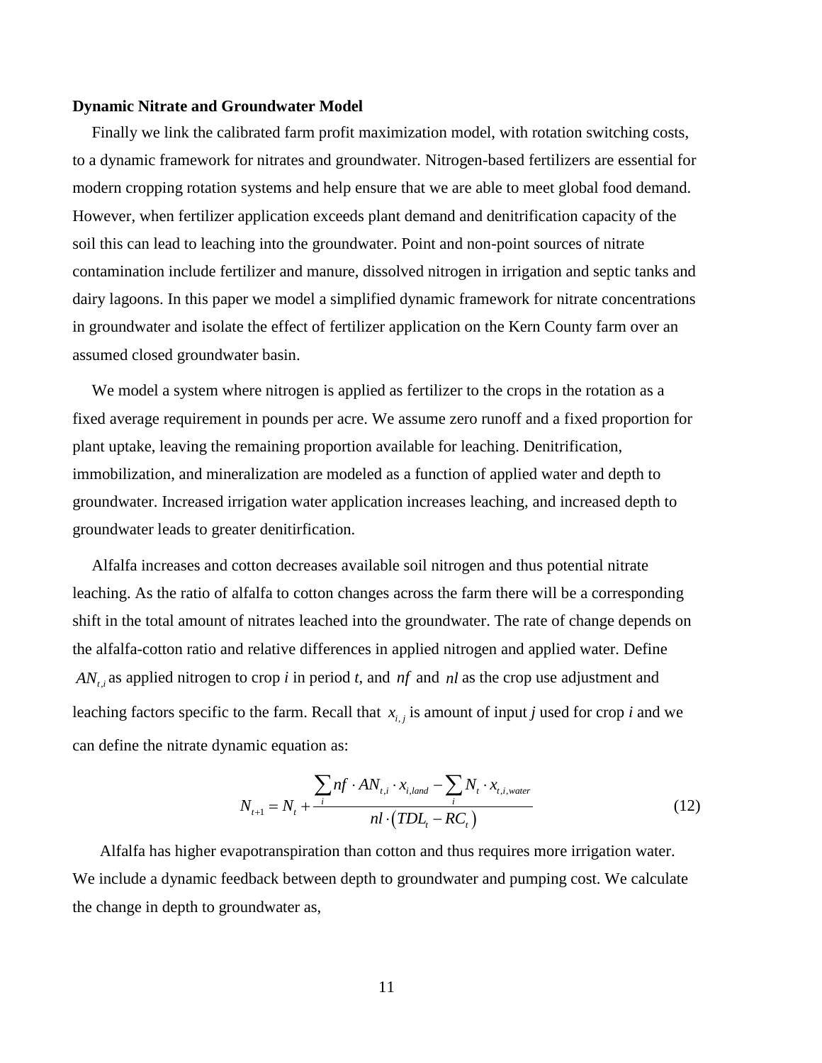**Dynamic Nitrate and Groundwater Model**

Finally we link the calibrated farm profit maximization model, with rotation switching costs, to a dynamic framework for nitrates and groundwater. Nitrogen-based fertilizers are essential for modern cropping rotation systems and help ensure that we are able to meet global food demand. However, when fertilizer application exceeds plant demand and denitrification capacity of the soil this can lead to leaching into the groundwater. Point and non-point sources of nitrate contamination include fertilizer and manure, dissolved nitrogen in irrigation and septic tanks and dairy lagoons. In this paper we model a simplified dynamic framework for nitrate concentrations in groundwater and isolate the effect of fertilizer application on the Kern County farm over an assumed closed groundwater basin.

We model a system where nitrogen is applied as fertilizer to the crops in the rotation as a fixed average requirement in pounds per acre. We assume zero runoff and a fixed proportion for plant uptake, leaving the remaining proportion available for leaching. Denitrification, immobilization, and mineralization are modeled as a function of applied water and depth to groundwater. Increased irrigation water application increases leaching, and increased depth to groundwater leads to greater denitirfication.

Alfalfa increases and cotton decreases available soil nitrogen and thus potential nitrate leaching. As the ratio of alfalfa to cotton changes across the farm there will be a corresponding shift in the total amount of nitrates leached into the groundwater. The rate of change depends on the alfalfa-cotton ratio and relative differences in applied nitrogen and applied water. Define $AN_{t,i}$ as applied nitrogen to crop *i* in period *t*, and $nf$ and $nl$ as the crop use adjustment and leaching factors specific to the farm. Recall that $x_{i,j}$ is amount of input *j* used for crop *i* and we can define the nitrate dynamic equation as:

$$N_{t+1} = N_t + \frac{\sum_i nf \cdot AN_{t,i} \cdot x_{i,land} - \sum_i N_t \cdot x_{t,i,water}}{nl \cdot \left(TDL_t - RC_t\right)} \tag{12}$$

Alfalfa has higher evapotranspiration than cotton and thus requires more irrigation water. We include a dynamic feedback between depth to groundwater and pumping cost. We calculate the change in depth to groundwater as,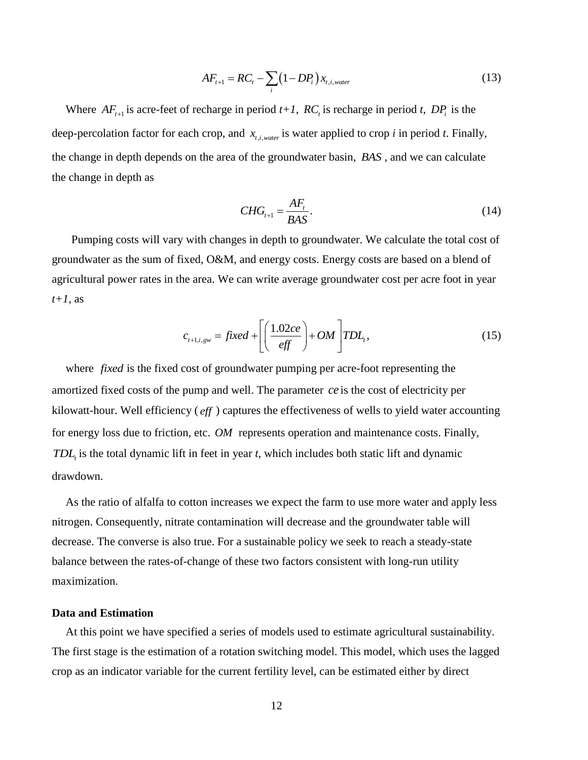$$AF_{t+1} = RC_t - \sum_i (1 - DP_i) x_{t,i,water} \tag{13}$$

Where $AF_{t+1}$ is acre-feet of recharge in period *t+1*, $RC_t$ is recharge in period *t*, $DP_i$ is the deep-percolation factor for each crop, and $x_{t,i,water}$ is water applied to crop *i* in period *t*. Finally, the change in depth depends on the area of the groundwater basin, $BAS$, and we can calculate the change in depth as

$$CHG_{t+1} = \frac{AF_t}{BAS}. \tag{14}$$

Pumping costs will vary with changes in depth to groundwater. We calculate the total cost of groundwater as the sum of fixed, O&M, and energy costs. Energy costs are based on a blend of agricultural power rates in the area. We can write average groundwater cost per acre foot in year *t+1*, as

$$c_{t+1,i,gw} = fixed + \left[ \left( \frac{1.02ce}{eff} \right) + OM \right] TDL_t, \tag{15}$$

where $fixed$ is the fixed cost of groundwater pumping per acre-foot representing the amortized fixed costs of the pump and well. The parameter $ce$ is the cost of electricity per kilowatt-hour. Well efficiency ($eff$) captures the effectiveness of wells to yield water accounting for energy loss due to friction, etc. $OM$ represents operation and maintenance costs. Finally, $TDL_t$ is the total dynamic lift in feet in year *t*, which includes both static lift and dynamic drawdown.

As the ratio of alfalfa to cotton increases we expect the farm to use more water and apply less nitrogen. Consequently, nitrate contamination will decrease and the groundwater table will decrease. The converse is also true. For a sustainable policy we seek to reach a steady-state balance between the rates-of-change of these two factors consistent with long-run utility maximization.

**Data and Estimation**

At this point we have specified a series of models used to estimate agricultural sustainability. The first stage is the estimation of a rotation switching model. This model, which uses the lagged crop as an indicator variable for the current fertility level, can be estimated either by direct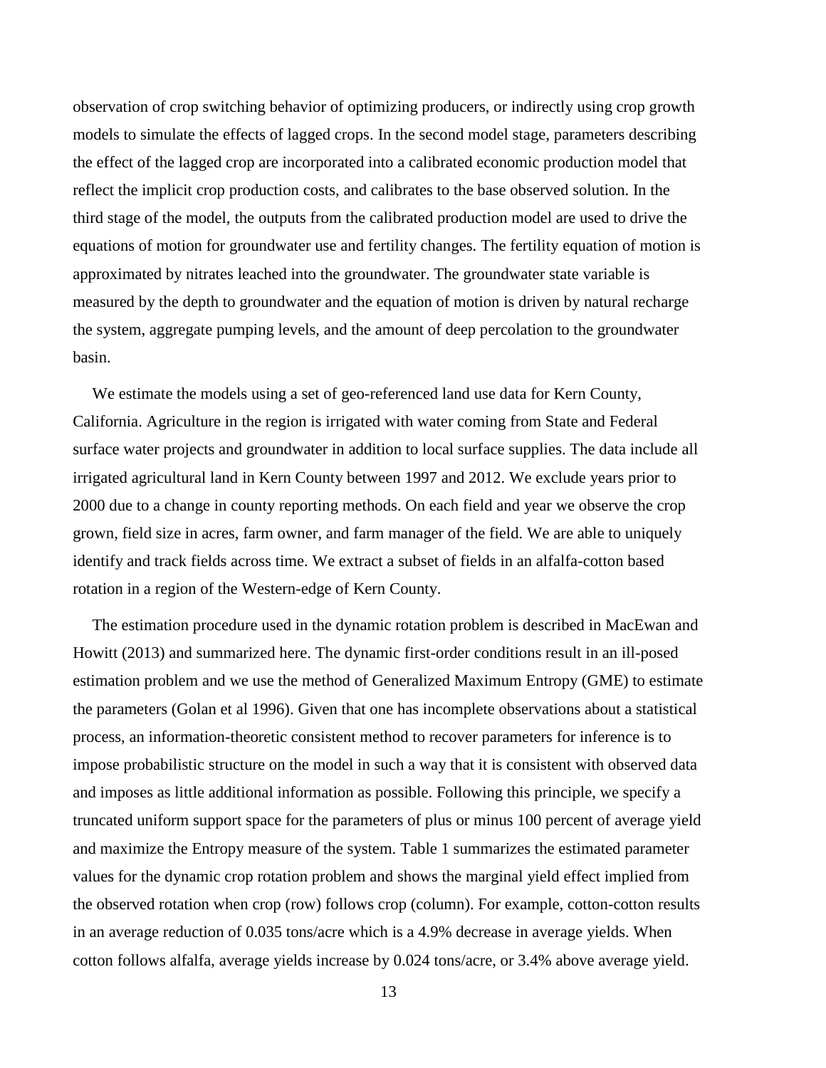observation of crop switching behavior of optimizing producers, or indirectly using crop growth models to simulate the effects of lagged crops. In the second model stage, parameters describing the effect of the lagged crop are incorporated into a calibrated economic production model that reflect the implicit crop production costs, and calibrates to the base observed solution. In the third stage of the model, the outputs from the calibrated production model are used to drive the equations of motion for groundwater use and fertility changes. The fertility equation of motion is approximated by nitrates leached into the groundwater. The groundwater state variable is measured by the depth to groundwater and the equation of motion is driven by natural recharge the system, aggregate pumping levels, and the amount of deep percolation to the groundwater basin.

We estimate the models using a set of geo-referenced land use data for Kern County, California. Agriculture in the region is irrigated with water coming from State and Federal surface water projects and groundwater in addition to local surface supplies. The data include all irrigated agricultural land in Kern County between 1997 and 2012. We exclude years prior to 2000 due to a change in county reporting methods. On each field and year we observe the crop grown, field size in acres, farm owner, and farm manager of the field. We are able to uniquely identify and track fields across time. We extract a subset of fields in an alfalfa-cotton based rotation in a region of the Western-edge of Kern County.

The estimation procedure used in the dynamic rotation problem is described in MacEwan and Howitt (2013) and summarized here. The dynamic first-order conditions result in an ill-posed estimation problem and we use the method of Generalized Maximum Entropy (GME) to estimate the parameters (Golan et al 1996). Given that one has incomplete observations about a statistical process, an information-theoretic consistent method to recover parameters for inference is to impose probabilistic structure on the model in such a way that it is consistent with observed data and imposes as little additional information as possible. Following this principle, we specify a truncated uniform support space for the parameters of plus or minus 100 percent of average yield and maximize the Entropy measure of the system. Table 1 summarizes the estimated parameter values for the dynamic crop rotation problem and shows the marginal yield effect implied from the observed rotation when crop (row) follows crop (column). For example, cotton-cotton results in an average reduction of 0.035 tons/acre which is a 4.9% decrease in average yields. When cotton follows alfalfa, average yields increase by 0.024 tons/acre, or 3.4% above average yield.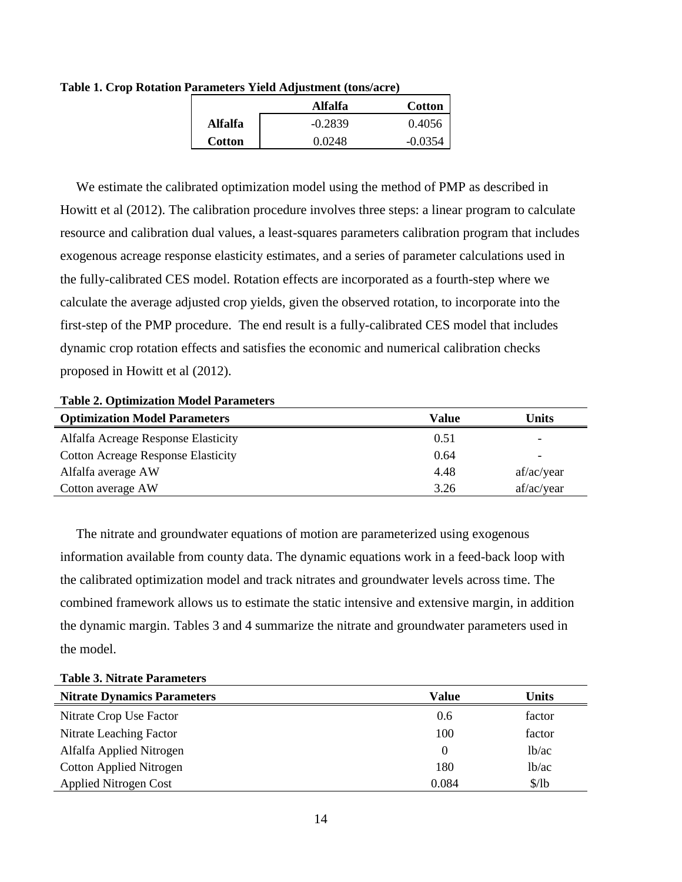**Table 1. Crop Rotation Parameters Yield Adjustment (tons/acre)**

| | Alfalfa | Cotton |
|---|---|---|
| **Alfalfa** | -0.2839 | 0.4056 |
| **Cotton** | 0.0248 | -0.0354 |

We estimate the calibrated optimization model using the method of PMP as described in Howitt et al (2012). The calibration procedure involves three steps: a linear program to calculate resource and calibration dual values, a least-squares parameters calibration program that includes exogenous acreage response elasticity estimates, and a series of parameter calculations used in the fully-calibrated CES model. Rotation effects are incorporated as a fourth-step where we calculate the average adjusted crop yields, given the observed rotation, to incorporate into the first-step of the PMP procedure. The end result is a fully-calibrated CES model that includes dynamic crop rotation effects and satisfies the economic and numerical calibration checks proposed in Howitt et al (2012).

**Table 2. Optimization Model Parameters**

| Optimization Model Parameters | Value | Units |
|---|---|---|
| Alfalfa Acreage Response Elasticity | 0.51 | - |
| Cotton Acreage Response Elasticity | 0.64 | - |
| Alfalfa average AW | 4.48 | af/ac/year |
| Cotton average AW | 3.26 | af/ac/year |

The nitrate and groundwater equations of motion are parameterized using exogenous information available from county data. The dynamic equations work in a feed-back loop with the calibrated optimization model and track nitrates and groundwater levels across time. The combined framework allows us to estimate the static intensive and extensive margin, in addition the dynamic margin. Tables 3 and 4 summarize the nitrate and groundwater parameters used in the model.

**Table 3. Nitrate Parameters**

| Nitrate Dynamics Parameters | Value | Units |
|---|---|---|
| Nitrate Crop Use Factor | 0.6 | factor |
| Nitrate Leaching Factor | 100 | factor |
| Alfalfa Applied Nitrogen | 0 | lb/ac |
| Cotton Applied Nitrogen | 180 | lb/ac |
| Applied Nitrogen Cost | 0.084 | $/lb |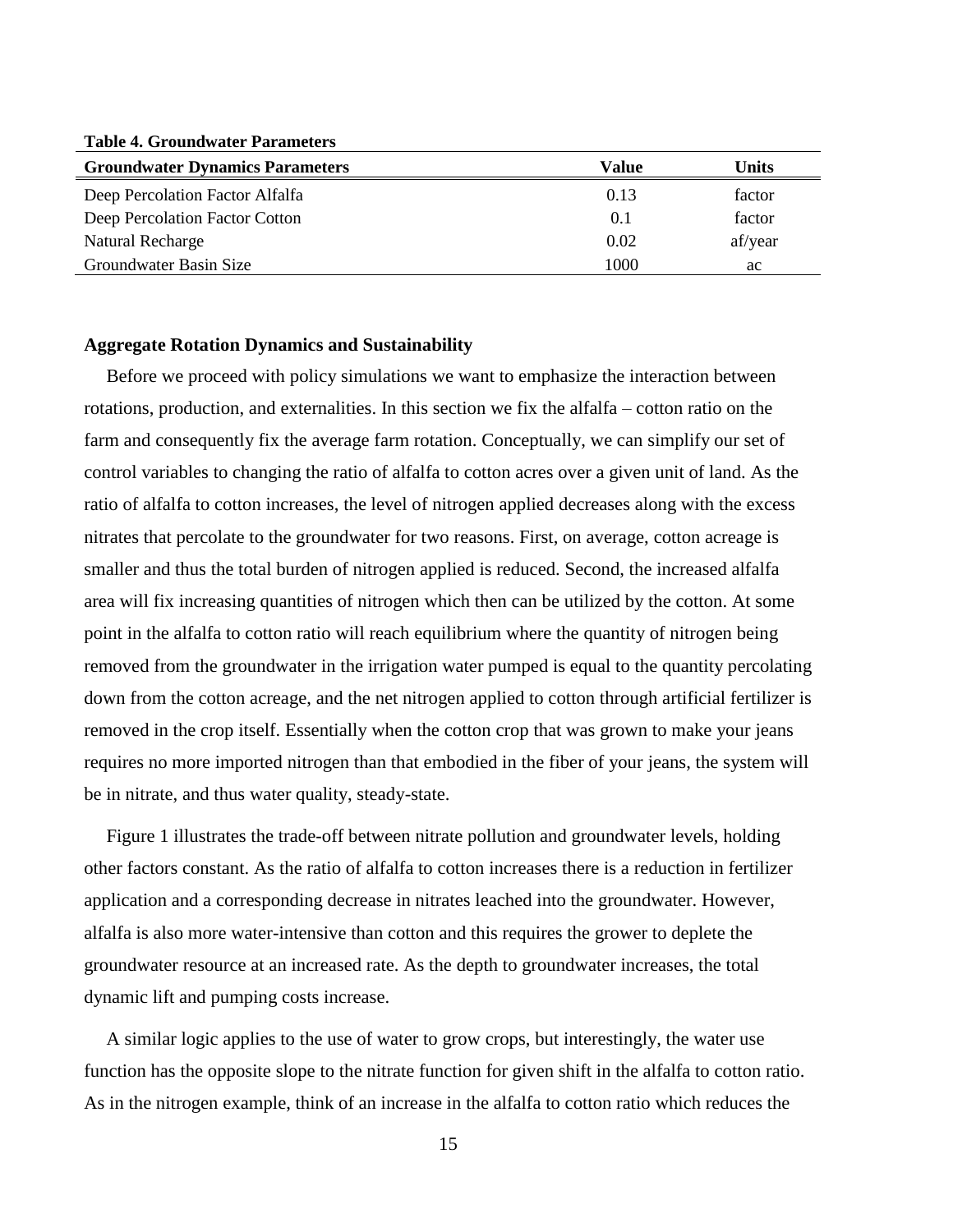**Table 4. Groundwater Parameters**

| Groundwater Dynamics Parameters | Value | Units |
|---|---|---|
| Deep Percolation Factor Alfalfa | 0.13 | factor |
| Deep Percolation Factor Cotton | 0.1 | factor |
| Natural Recharge | 0.02 | af/year |
| Groundwater Basin Size | 1000 | ac |

**Aggregate Rotation Dynamics and Sustainability**

Before we proceed with policy simulations we want to emphasize the interaction between rotations, production, and externalities. In this section we fix the alfalfa – cotton ratio on the farm and consequently fix the average farm rotation. Conceptually, we can simplify our set of control variables to changing the ratio of alfalfa to cotton acres over a given unit of land. As the ratio of alfalfa to cotton increases, the level of nitrogen applied decreases along with the excess nitrates that percolate to the groundwater for two reasons. First, on average, cotton acreage is smaller and thus the total burden of nitrogen applied is reduced. Second, the increased alfalfa area will fix increasing quantities of nitrogen which then can be utilized by the cotton. At some point in the alfalfa to cotton ratio will reach equilibrium where the quantity of nitrogen being removed from the groundwater in the irrigation water pumped is equal to the quantity percolating down from the cotton acreage, and the net nitrogen applied to cotton through artificial fertilizer is removed in the crop itself. Essentially when the cotton crop that was grown to make your jeans requires no more imported nitrogen than that embodied in the fiber of your jeans, the system will be in nitrate, and thus water quality, steady-state.

Figure 1 illustrates the trade-off between nitrate pollution and groundwater levels, holding other factors constant. As the ratio of alfalfa to cotton increases there is a reduction in fertilizer application and a corresponding decrease in nitrates leached into the groundwater. However, alfalfa is also more water-intensive than cotton and this requires the grower to deplete the groundwater resource at an increased rate. As the depth to groundwater increases, the total dynamic lift and pumping costs increase.

A similar logic applies to the use of water to grow crops, but interestingly, the water use function has the opposite slope to the nitrate function for given shift in the alfalfa to cotton ratio. As in the nitrogen example, think of an increase in the alfalfa to cotton ratio which reduces the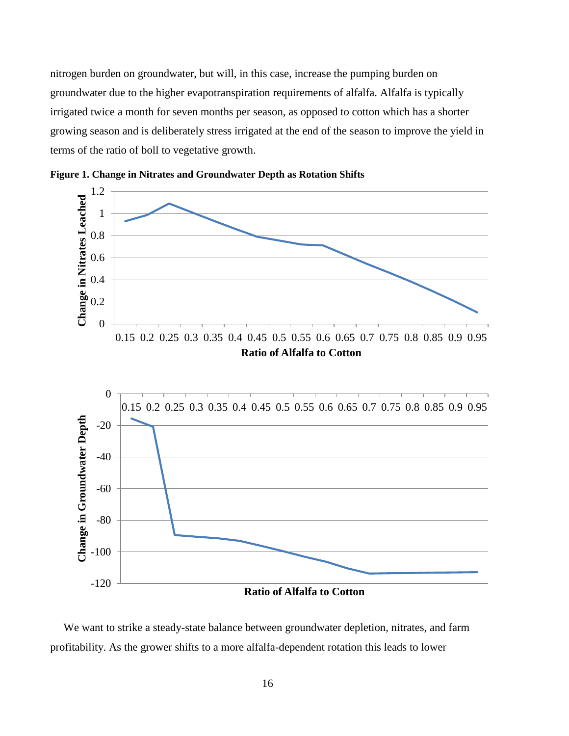nitrogen burden on groundwater, but will, in this case, increase the pumping burden on groundwater due to the higher evapotranspiration requirements of alfalfa. Alfalfa is typically irrigated twice a month for seven months per season, as opposed to cotton which has a shorter growing season and is deliberately stress irrigated at the end of the season to improve the yield in terms of the ratio of boll to vegetative growth.

**Figure 1. Change in Nitrates and Groundwater Depth as Rotation Shifts**

We want to strike a steady-state balance between groundwater depletion, nitrates, and farm profitability. As the grower shifts to a more alfalfa-dependent rotation this leads to lower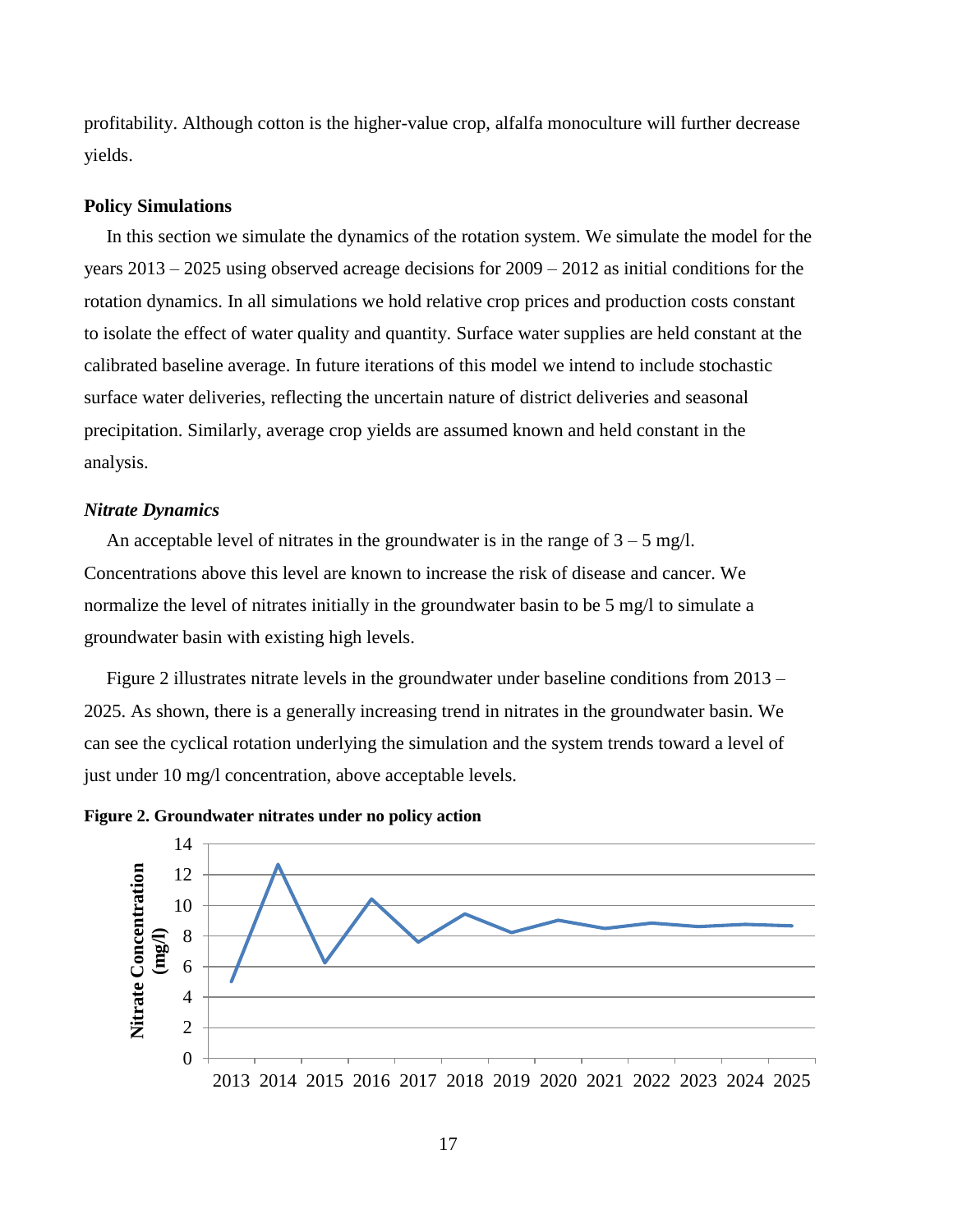profitability. Although cotton is the higher-value crop, alfalfa monoculture will further decrease yields.

**Policy Simulations**

In this section we simulate the dynamics of the rotation system. We simulate the model for the years 2013 – 2025 using observed acreage decisions for 2009 – 2012 as initial conditions for the rotation dynamics. In all simulations we hold relative crop prices and production costs constant to isolate the effect of water quality and quantity. Surface water supplies are held constant at the calibrated baseline average. In future iterations of this model we intend to include stochastic surface water deliveries, reflecting the uncertain nature of district deliveries and seasonal precipitation. Similarly, average crop yields are assumed known and held constant in the analysis.

***Nitrate Dynamics***

An acceptable level of nitrates in the groundwater is in the range of 3 – 5 mg/l. Concentrations above this level are known to increase the risk of disease and cancer. We normalize the level of nitrates initially in the groundwater basin to be 5 mg/l to simulate a groundwater basin with existing high levels.

Figure 2 illustrates nitrate levels in the groundwater under baseline conditions from 2013 – 2025. As shown, there is a generally increasing trend in nitrates in the groundwater basin. We can see the cyclical rotation underlying the simulation and the system trends toward a level of just under 10 mg/l concentration, above acceptable levels.

**Figure 2. Groundwater nitrates under no policy action**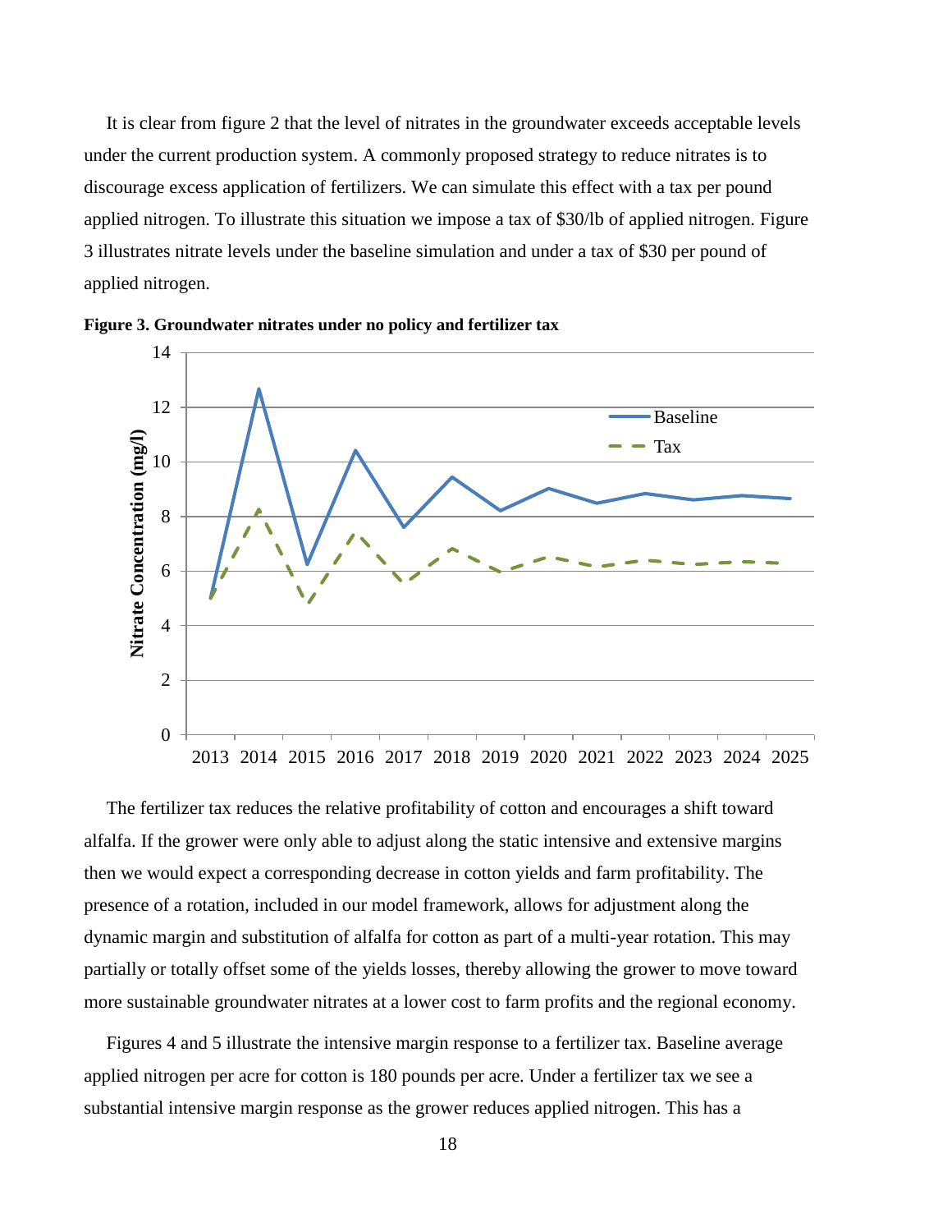It is clear from figure 2 that the level of nitrates in the groundwater exceeds acceptable levels under the current production system. A commonly proposed strategy to reduce nitrates is to discourage excess application of fertilizers. We can simulate this effect with a tax per pound applied nitrogen. To illustrate this situation we impose a tax of $30/lb of applied nitrogen. Figure 3 illustrates nitrate levels under the baseline simulation and under a tax of $30 per pound of applied nitrogen.

**Figure 3. Groundwater nitrates under no policy and fertilizer tax**

The fertilizer tax reduces the relative profitability of cotton and encourages a shift toward alfalfa. If the grower were only able to adjust along the static intensive and extensive margins then we would expect a corresponding decrease in cotton yields and farm profitability. The presence of a rotation, included in our model framework, allows for adjustment along the dynamic margin and substitution of alfalfa for cotton as part of a multi-year rotation. This may partially or totally offset some of the yields losses, thereby allowing the grower to move toward more sustainable groundwater nitrates at a lower cost to farm profits and the regional economy.

Figures 4 and 5 illustrate the intensive margin response to a fertilizer tax. Baseline average applied nitrogen per acre for cotton is 180 pounds per acre. Under a fertilizer tax we see a substantial intensive margin response as the grower reduces applied nitrogen. This has a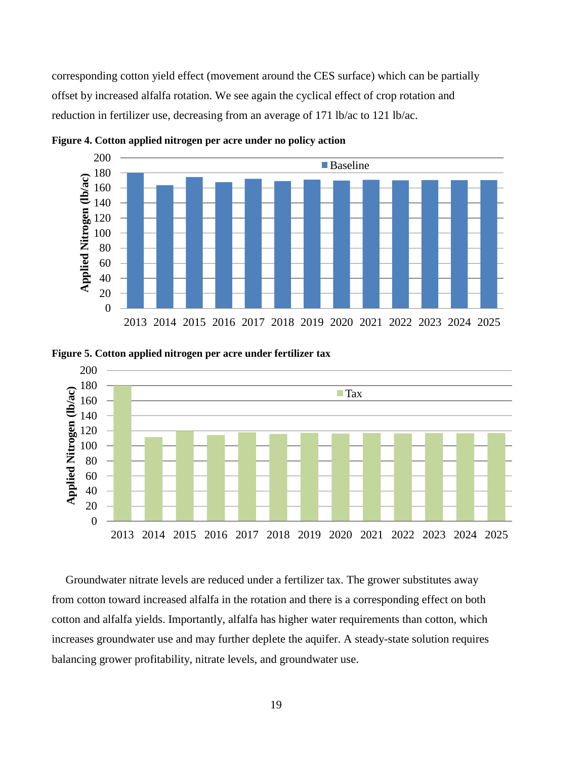corresponding cotton yield effect (movement around the CES surface) which can be partially offset by increased alfalfa rotation. We see again the cyclical effect of crop rotation and reduction in fertilizer use, decreasing from an average of 171 lb/ac to 121 lb/ac.

**Figure 4. Cotton applied nitrogen per acre under no policy action**

**Figure 5. Cotton applied nitrogen per acre under fertilizer tax**

Groundwater nitrate levels are reduced under a fertilizer tax. The grower substitutes away from cotton toward increased alfalfa in the rotation and there is a corresponding effect on both cotton and alfalfa yields. Importantly, alfalfa has higher water requirements than cotton, which increases groundwater use and may further deplete the aquifer. A steady-state solution requires balancing grower profitability, nitrate levels, and groundwater use.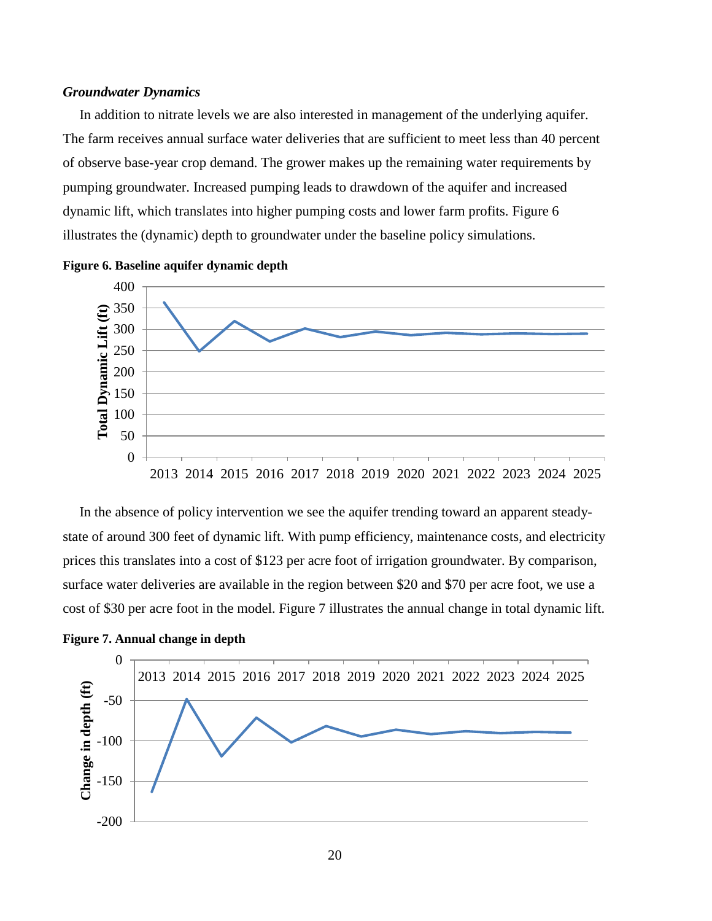### *Groundwater Dynamics*

In addition to nitrate levels we are also interested in management of the underlying aquifer. The farm receives annual surface water deliveries that are sufficient to meet less than 40 percent of observe base-year crop demand. The grower makes up the remaining water requirements by pumping groundwater. Increased pumping leads to drawdown of the aquifer and increased dynamic lift, which translates into higher pumping costs and lower farm profits. Figure 6 illustrates the (dynamic) depth to groundwater under the baseline policy simulations.

**Figure 6. Baseline aquifer dynamic depth**

In the absence of policy intervention we see the aquifer trending toward an apparent steady-state of around 300 feet of dynamic lift. With pump efficiency, maintenance costs, and electricity prices this translates into a cost of $123 per acre foot of irrigation groundwater. By comparison, surface water deliveries are available in the region between $20 and $70 per acre foot, we use a cost of $30 per acre foot in the model. Figure 7 illustrates the annual change in total dynamic lift.

**Figure 7. Annual change in depth**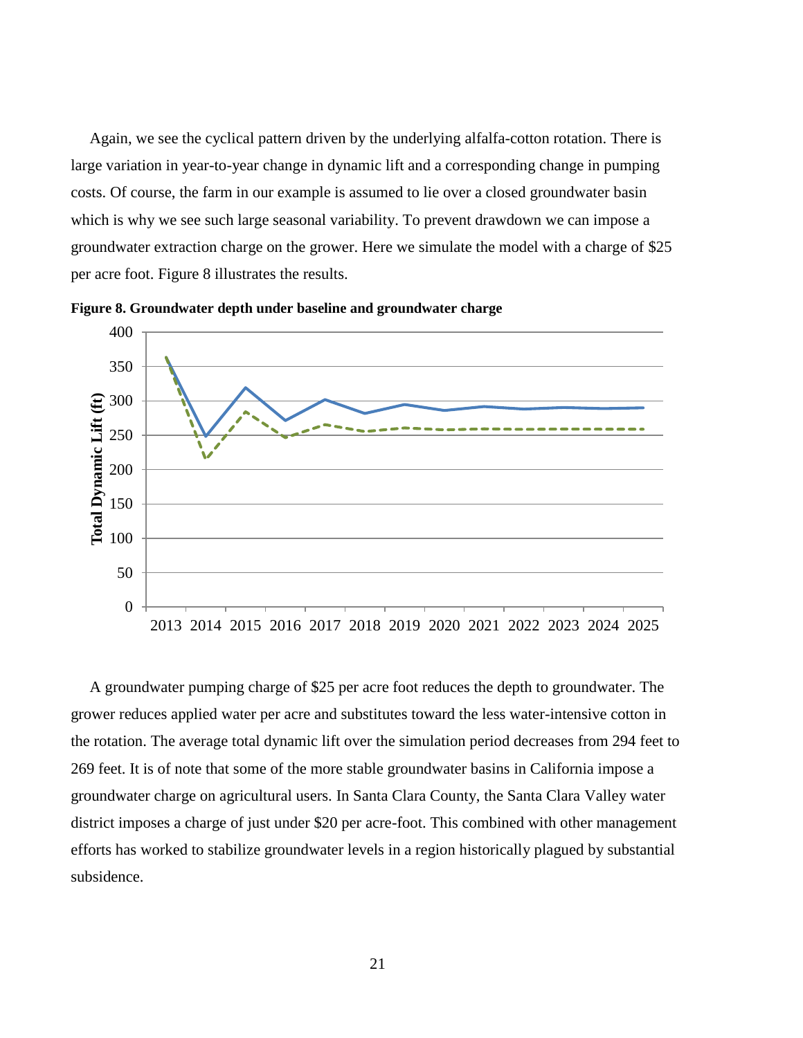Again, we see the cyclical pattern driven by the underlying alfalfa-cotton rotation. There is large variation in year-to-year change in dynamic lift and a corresponding change in pumping costs. Of course, the farm in our example is assumed to lie over a closed groundwater basin which is why we see such large seasonal variability. To prevent drawdown we can impose a groundwater extraction charge on the grower. Here we simulate the model with a charge of $25 per acre foot. Figure 8 illustrates the results.

**Figure 8. Groundwater depth under baseline and groundwater charge**

A groundwater pumping charge of $25 per acre foot reduces the depth to groundwater. The grower reduces applied water per acre and substitutes toward the less water-intensive cotton in the rotation. The average total dynamic lift over the simulation period decreases from 294 feet to 269 feet. It is of note that some of the more stable groundwater basins in California impose a groundwater charge on agricultural users. In Santa Clara County, the Santa Clara Valley water district imposes a charge of just under $20 per acre-foot. This combined with other management efforts has worked to stabilize groundwater levels in a region historically plagued by substantial subsidence.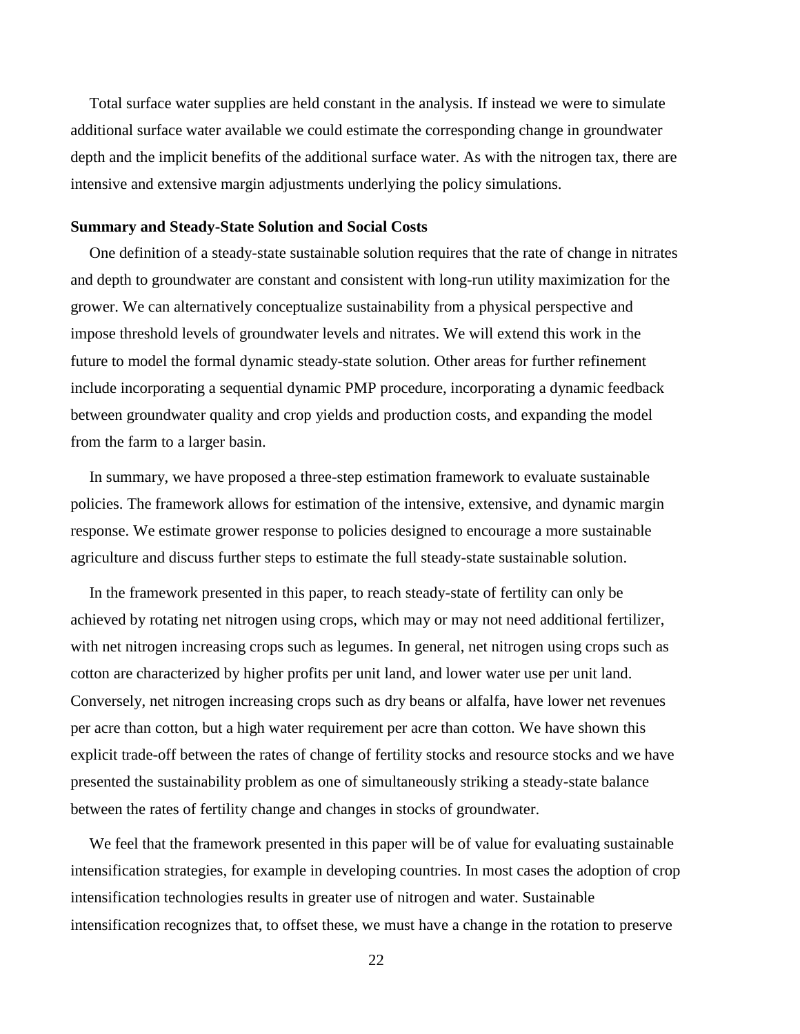Total surface water supplies are held constant in the analysis. If instead we were to simulate additional surface water available we could estimate the corresponding change in groundwater depth and the implicit benefits of the additional surface water. As with the nitrogen tax, there are intensive and extensive margin adjustments underlying the policy simulations.

**Summary and Steady-State Solution and Social Costs**

One definition of a steady-state sustainable solution requires that the rate of change in nitrates and depth to groundwater are constant and consistent with long-run utility maximization for the grower. We can alternatively conceptualize sustainability from a physical perspective and impose threshold levels of groundwater levels and nitrates. We will extend this work in the future to model the formal dynamic steady-state solution. Other areas for further refinement include incorporating a sequential dynamic PMP procedure, incorporating a dynamic feedback between groundwater quality and crop yields and production costs, and expanding the model from the farm to a larger basin.

In summary, we have proposed a three-step estimation framework to evaluate sustainable policies. The framework allows for estimation of the intensive, extensive, and dynamic margin response. We estimate grower response to policies designed to encourage a more sustainable agriculture and discuss further steps to estimate the full steady-state sustainable solution.

In the framework presented in this paper, to reach steady-state of fertility can only be achieved by rotating net nitrogen using crops, which may or may not need additional fertilizer, with net nitrogen increasing crops such as legumes. In general, net nitrogen using crops such as cotton are characterized by higher profits per unit land, and lower water use per unit land. Conversely, net nitrogen increasing crops such as dry beans or alfalfa, have lower net revenues per acre than cotton, but a high water requirement per acre than cotton. We have shown this explicit trade-off between the rates of change of fertility stocks and resource stocks and we have presented the sustainability problem as one of simultaneously striking a steady-state balance between the rates of fertility change and changes in stocks of groundwater.

We feel that the framework presented in this paper will be of value for evaluating sustainable intensification strategies, for example in developing countries. In most cases the adoption of crop intensification technologies results in greater use of nitrogen and water. Sustainable intensification recognizes that, to offset these, we must have a change in the rotation to preserve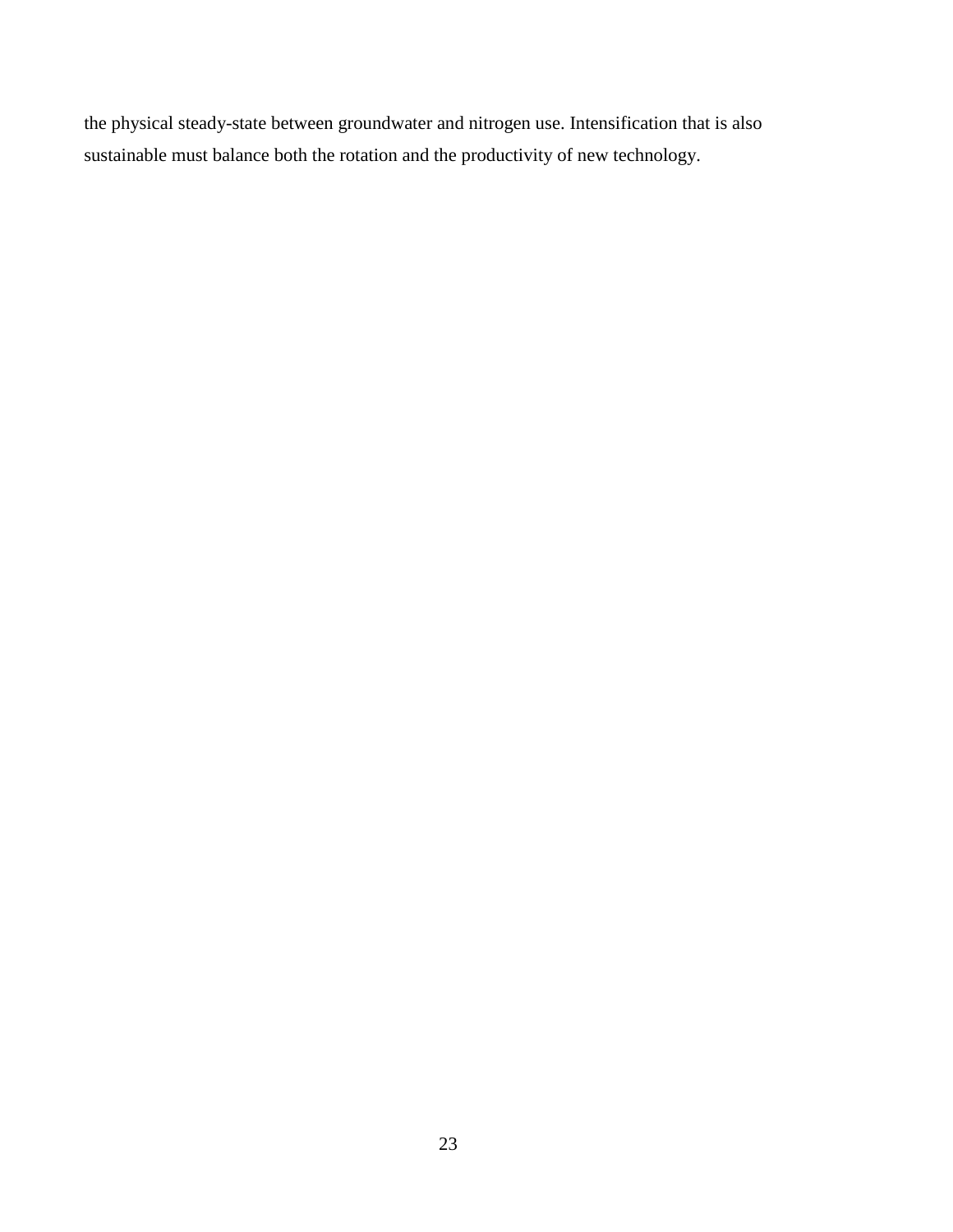the physical steady-state between groundwater and nitrogen use. Intensification that is also sustainable must balance both the rotation and the productivity of new technology.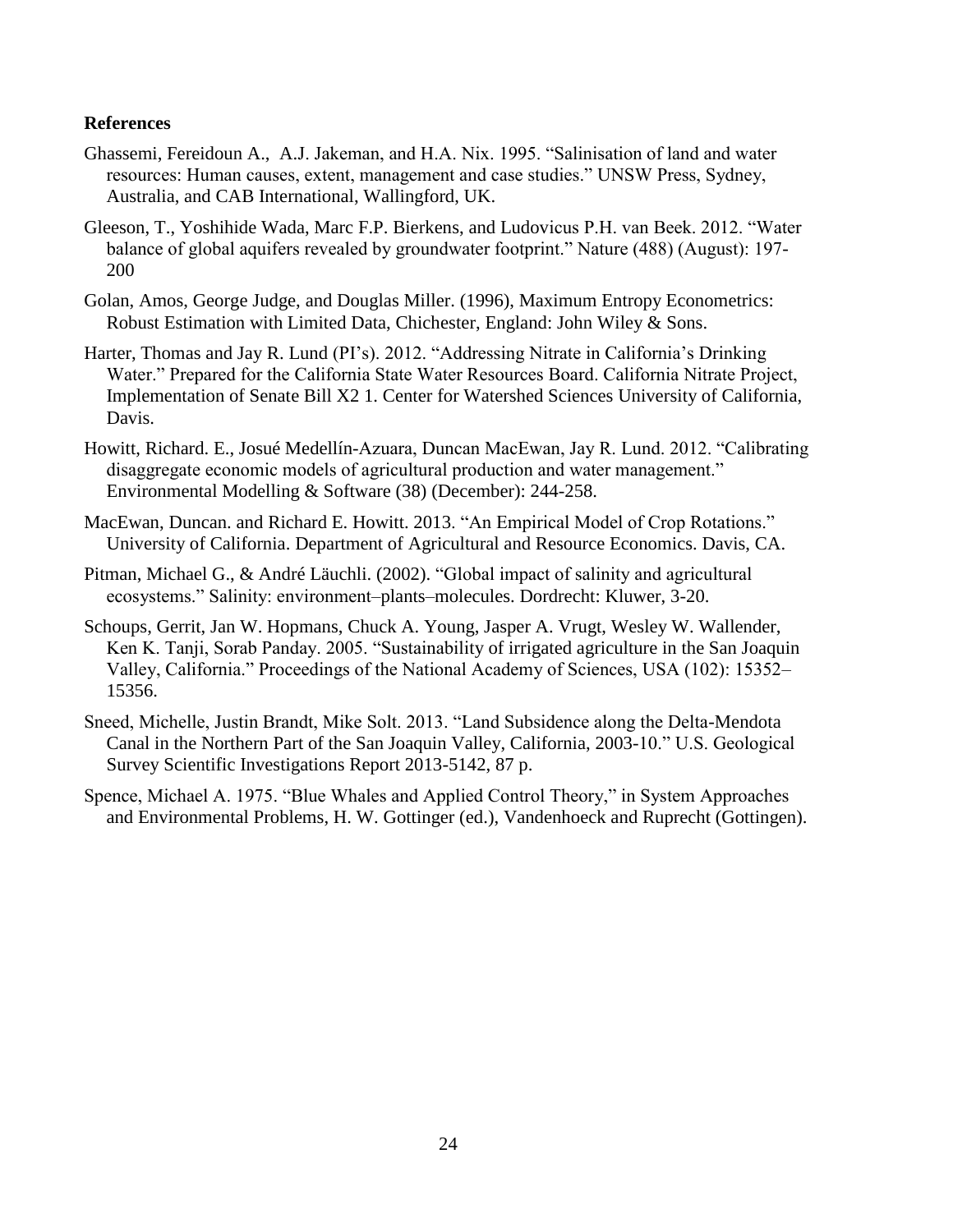**References**

Ghassemi, Fereidoun A., A.J. Jakeman, and H.A. Nix. 1995. "Salinisation of land and water resources: Human causes, extent, management and case studies." UNSW Press, Sydney, Australia, and CAB International, Wallingford, UK.

Gleeson, T., Yoshihide Wada, Marc F.P. Bierkens, and Ludovicus P.H. van Beek. 2012. "Water balance of global aquifers revealed by groundwater footprint." Nature (488) (August): 197-200

Golan, Amos, George Judge, and Douglas Miller. (1996), Maximum Entropy Econometrics: Robust Estimation with Limited Data, Chichester, England: John Wiley & Sons.

Harter, Thomas and Jay R. Lund (PI's). 2012. "Addressing Nitrate in California's Drinking Water." Prepared for the California State Water Resources Board. California Nitrate Project, Implementation of Senate Bill X2 1. Center for Watershed Sciences University of California, Davis.

Howitt, Richard. E., Josué Medellín-Azuara, Duncan MacEwan, Jay R. Lund. 2012. "Calibrating disaggregate economic models of agricultural production and water management." Environmental Modelling & Software (38) (December): 244-258.

MacEwan, Duncan. and Richard E. Howitt. 2013. "An Empirical Model of Crop Rotations." University of California. Department of Agricultural and Resource Economics. Davis, CA.

Pitman, Michael G., & André Läuchli. (2002). "Global impact of salinity and agricultural ecosystems." Salinity: environment–plants–molecules. Dordrecht: Kluwer, 3-20.

Schoups, Gerrit, Jan W. Hopmans, Chuck A. Young, Jasper A. Vrugt, Wesley W. Wallender, Ken K. Tanji, Sorab Panday. 2005. "Sustainability of irrigated agriculture in the San Joaquin Valley, California." Proceedings of the National Academy of Sciences, USA (102): 15352–15356.

Sneed, Michelle, Justin Brandt, Mike Solt. 2013. "Land Subsidence along the Delta-Mendota Canal in the Northern Part of the San Joaquin Valley, California, 2003-10." U.S. Geological Survey Scientific Investigations Report 2013-5142, 87 p.

Spence, Michael A. 1975. "Blue Whales and Applied Control Theory," in System Approaches and Environmental Problems, H. W. Gottinger (ed.), Vandenhoeck and Ruprecht (Gottingen).